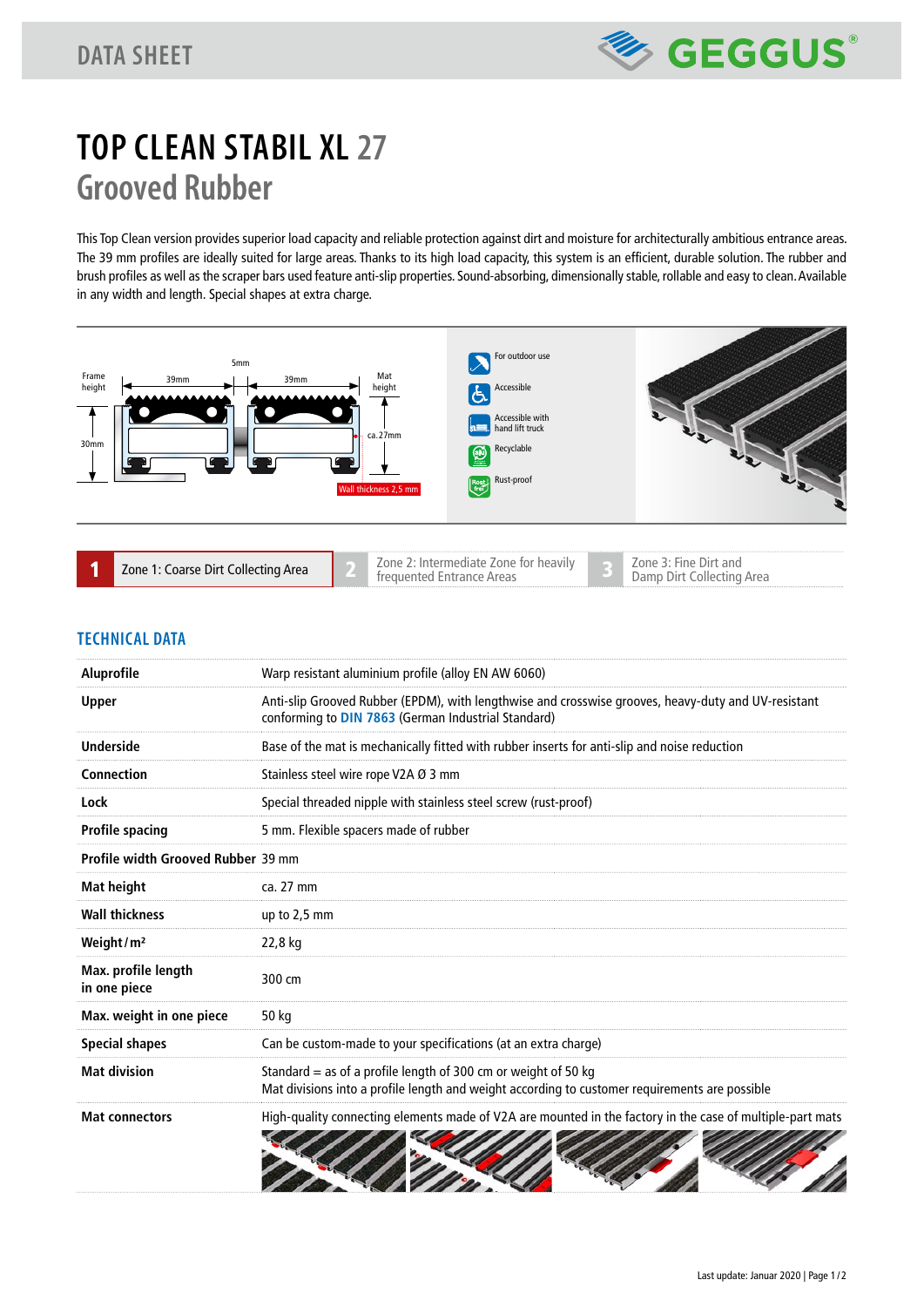DATA SHEET

# TOP CLEAN STABIL XL 27
## Grooved Rubber

This Top Clean version provides superior load capacity and reliable protection against dirt and moisture for architecturally ambitious entrance areas. The 39 mm profiles are ideally suited for large areas. Thanks to its high load capacity, this system is an efficient, durable solution. The rubber and brush profiles as well as the scraper bars used feature anti-slip properties. Sound-absorbing, dimensionally stable, rollable and easy to clean. Available in any width and length. Special shapes at extra charge.

Frame height 30mm | 39mm | 5mm | 39mm | Mat height ca. 27mm | Wall thickness 2,5 mm

- For outdoor use
- Accessible
- Accessible with hand lift truck
- Recyclable
- Rust-proof

**1** Zone 1: Coarse Dirt Collecting Area | **2** Zone 2: Intermediate Zone for heavily frequented Entrance Areas | **3** Zone 3: Fine Dirt and Damp Dirt Collecting Area

## TECHNICAL DATA

| | |
|---|---|
| **Aluprofile** | Warp resistant aluminium profile (alloy EN AW 6060) |
| **Upper** | Anti-slip Grooved Rubber (EPDM), with lengthwise and crosswise grooves, heavy-duty and UV-resistant conforming to DIN 7863 (German Industrial Standard) |
| **Underside** | Base of the mat is mechanically fitted with rubber inserts for anti-slip and noise reduction |
| **Connection** | Stainless steel wire rope V2A Ø 3 mm |
| **Lock** | Special threaded nipple with stainless steel screw (rust-proof) |
| **Profile spacing** | 5 mm. Flexible spacers made of rubber |
| **Profile width Grooved Rubber** | 39 mm |
| **Mat height** | ca. 27 mm |
| **Wall thickness** | up to 2,5 mm |
| **Weight / m²** | 22,8 kg |
| **Max. profile length in one piece** | 300 cm |
| **Max. weight in one piece** | 50 kg |
| **Special shapes** | Can be custom-made to your specifications (at an extra charge) |
| **Mat division** | Standard = as of a profile length of 300 cm or weight of 50 kg<br>Mat divisions into a profile length and weight according to customer requirements are possible |
| **Mat connectors** | High-quality connecting elements made of V2A are mounted in the factory in the case of multiple-part mats |

Last update: Januar 2020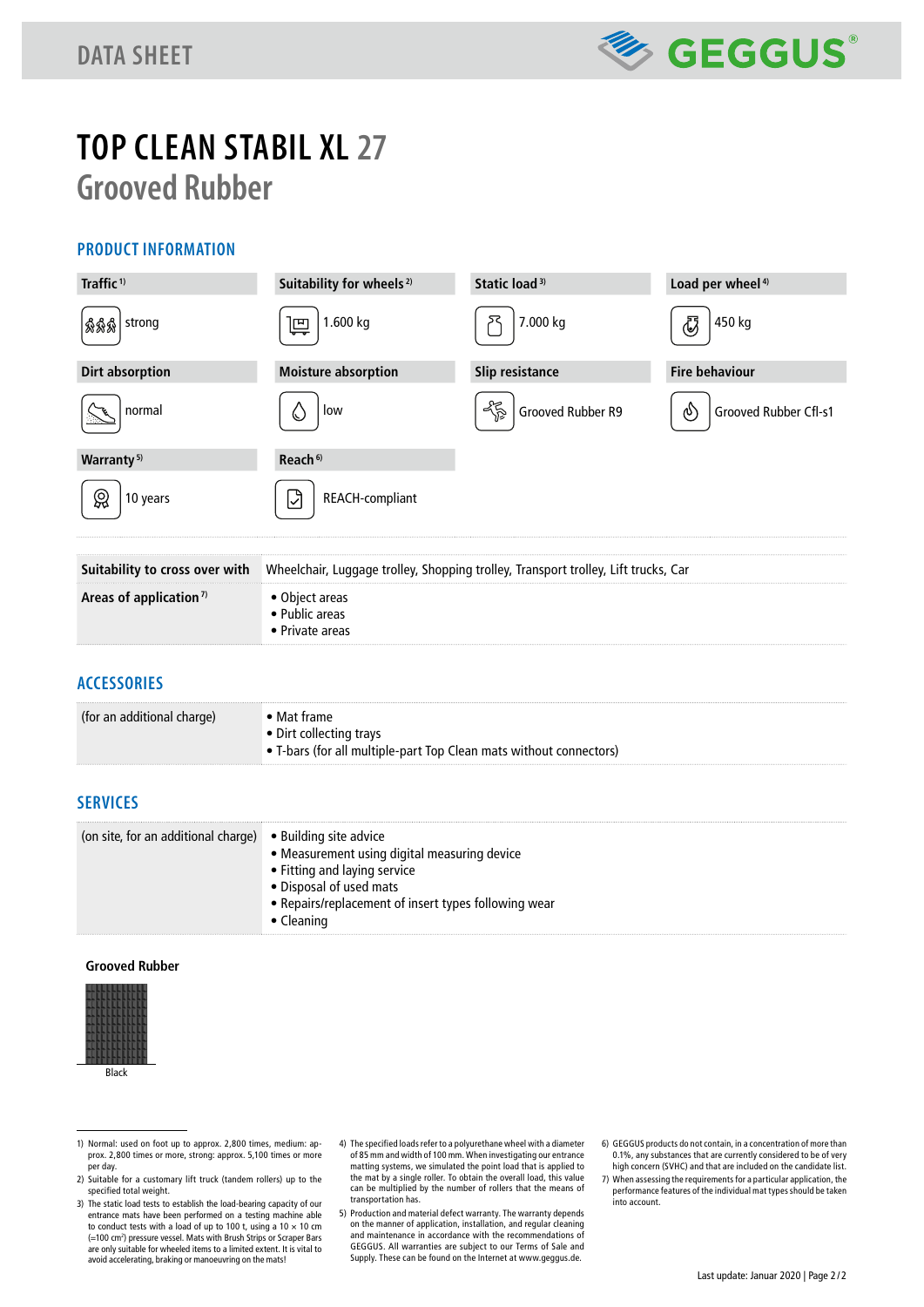DATA SHEET

# TOP CLEAN STABIL XL 27
## Grooved Rubber

### PRODUCT INFORMATION

| Traffic [1] | Suitability for wheels [2] | Static load [3] | Load per wheel [4] |
|---|---|---|---|
| strong | 1.600 kg | 7.000 kg | 450 kg |

| Dirt absorption | Moisture absorption | Slip resistance | Fire behaviour |
|---|---|---|---|
| normal | low | Grooved Rubber R9 | Grooved Rubber Cfl-s1 |

| Warranty [5] | Reach [6] |
|---|---|
| 10 years | REACH-compliant |

| | |
|---|---|
| **Suitability to cross over with** | Wheelchair, Luggage trolley, Shopping trolley, Transport trolley, Lift trucks, Car |
| **Areas of application** [7] | • Object areas<br>• Public areas<br>• Private areas |

### ACCESSORIES

| | |
|---|---|
| (for an additional charge) | • Mat frame<br>• Dirt collecting trays<br>• T-bars (for all multiple-part Top Clean mats without connectors) |

### SERVICES

| | |
|---|---|
| (on site, for an additional charge) | • Building site advice<br>• Measurement using digital measuring device<br>• Fitting and laying service<br>• Disposal of used mats<br>• Repairs/replacement of insert types following wear<br>• Cleaning |

**Grooved Rubber**

Black

---

1) Normal: used on foot up to approx. 2,800 times, medium: approx. 2,800 times or more, strong: approx. 5,100 times or more per day.
2) Suitable for a customary lift truck (tandem rollers) up to the specified total weight.
3) The static load tests to establish the load-bearing capacity of our entrance mats have been performed on a testing machine able to conduct tests with a load of up to 100 t, using a 10 × 10 cm (=100 cm²) pressure vessel. Mats with Brush Strips or Scraper Bars are only suitable for wheeled items to a limited extent. It is vital to avoid accelerating, braking or manoeuvring on the mats!
4) The specified loads refer to a polyurethane wheel with a diameter of 85 mm and width of 100 mm. When investigating our entrance matting systems, we simulated the point load that is applied to the mat by a single roller. To obtain the overall load, this value can be multiplied by the number of rollers that the means of transportation has.
5) Production and material defect warranty. The warranty depends on the manner of application, installation, and regular cleaning and maintenance in accordance with the recommendations of GEGGUS. All warranties are subject to our Terms of Sale and Supply. These can be found on the Internet at www.geggus.de.
6) GEGGUS products do not contain, in a concentration of more than 0.1%, any substances that are currently considered to be of very high concern (SVHC) and that are included on the candidate list.
7) When assessing the requirements for a particular application, the performance features of the individual mat types should be taken into account.

Last update: Januar 2020